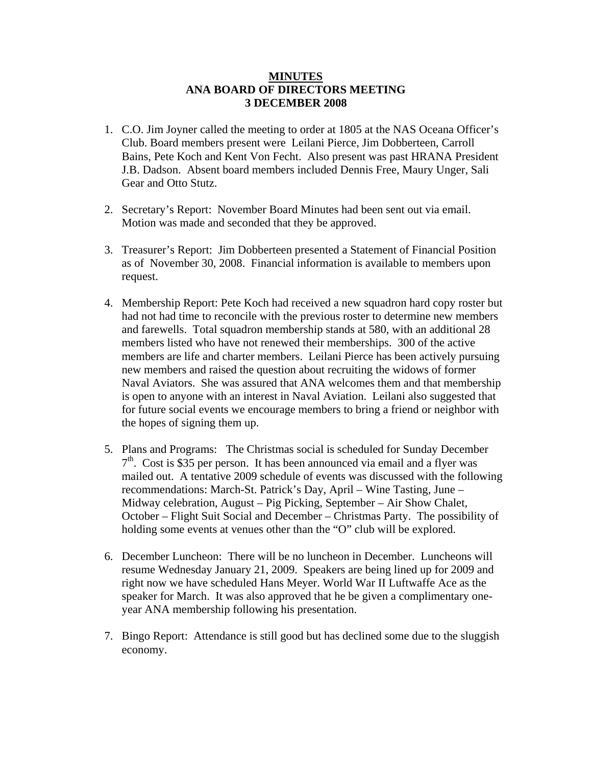**MINUTES**
**ANA BOARD OF DIRECTORS MEETING**
**3 DECEMBER 2008**

1. C.O. Jim Joyner called the meeting to order at 1805 at the NAS Oceana Officer's Club. Board members present were Leilani Pierce, Jim Dobberteen, Carroll Bains, Pete Koch and Kent Von Fecht. Also present was past HRANA President J.B. Dadson. Absent board members included Dennis Free, Maury Unger, Sali Gear and Otto Stutz.

2. Secretary's Report: November Board Minutes had been sent out via email. Motion was made and seconded that they be approved.

3. Treasurer's Report: Jim Dobberteen presented a Statement of Financial Position as of November 30, 2008. Financial information is available to members upon request.

4. Membership Report: Pete Koch had received a new squadron hard copy roster but had not had time to reconcile with the previous roster to determine new members and farewells. Total squadron membership stands at 580, with an additional 28 members listed who have not renewed their memberships. 300 of the active members are life and charter members. Leilani Pierce has been actively pursuing new members and raised the question about recruiting the widows of former Naval Aviators. She was assured that ANA welcomes them and that membership is open to anyone with an interest in Naval Aviation. Leilani also suggested that for future social events we encourage members to bring a friend or neighbor with the hopes of signing them up.

5. Plans and Programs: The Christmas social is scheduled for Sunday December 7th. Cost is $35 per person. It has been announced via email and a flyer was mailed out. A tentative 2009 schedule of events was discussed with the following recommendations: March-St. Patrick's Day, April – Wine Tasting, June – Midway celebration, August – Pig Picking, September – Air Show Chalet, October – Flight Suit Social and December – Christmas Party. The possibility of holding some events at venues other than the "O" club will be explored.

6. December Luncheon: There will be no luncheon in December. Luncheons will resume Wednesday January 21, 2009. Speakers are being lined up for 2009 and right now we have scheduled Hans Meyer. World War II Luftwaffe Ace as the speaker for March. It was also approved that he be given a complimentary one-year ANA membership following his presentation.

7. Bingo Report: Attendance is still good but has declined some due to the sluggish economy.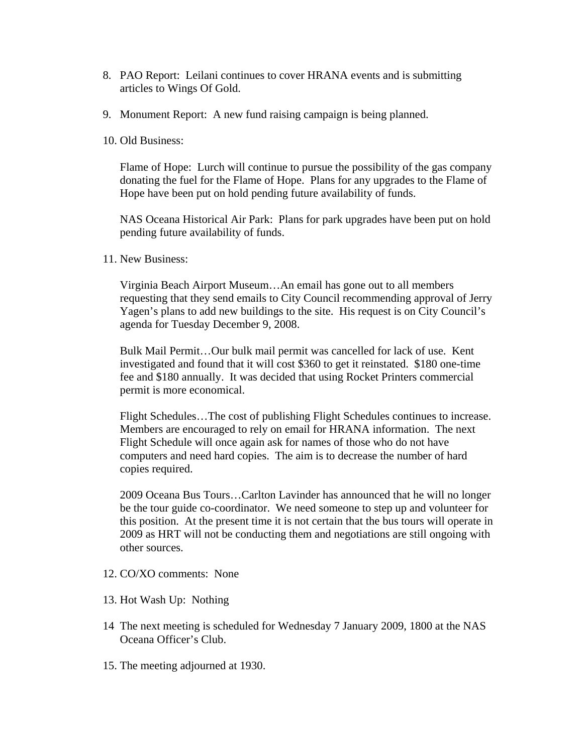8. PAO Report: Leilani continues to cover HRANA events and is submitting articles to Wings Of Gold.

9. Monument Report: A new fund raising campaign is being planned.

10. Old Business:

    Flame of Hope: Lurch will continue to pursue the possibility of the gas company donating the fuel for the Flame of Hope. Plans for any upgrades to the Flame of Hope have been put on hold pending future availability of funds.

    NAS Oceana Historical Air Park: Plans for park upgrades have been put on hold pending future availability of funds.

11. New Business:

    Virginia Beach Airport Museum…An email has gone out to all members requesting that they send emails to City Council recommending approval of Jerry Yagen's plans to add new buildings to the site. His request is on City Council's agenda for Tuesday December 9, 2008.

    Bulk Mail Permit…Our bulk mail permit was cancelled for lack of use. Kent investigated and found that it will cost $360 to get it reinstated. $180 one-time fee and $180 annually. It was decided that using Rocket Printers commercial permit is more economical.

    Flight Schedules…The cost of publishing Flight Schedules continues to increase. Members are encouraged to rely on email for HRANA information. The next Flight Schedule will once again ask for names of those who do not have computers and need hard copies. The aim is to decrease the number of hard copies required.

    2009 Oceana Bus Tours…Carlton Lavinder has announced that he will no longer be the tour guide co-coordinator. We need someone to step up and volunteer for this position. At the present time it is not certain that the bus tours will operate in 2009 as HRT will not be conducting them and negotiations are still ongoing with other sources.

12. CO/XO comments: None

13. Hot Wash Up: Nothing

14 The next meeting is scheduled for Wednesday 7 January 2009, 1800 at the NAS Oceana Officer's Club.

15. The meeting adjourned at 1930.